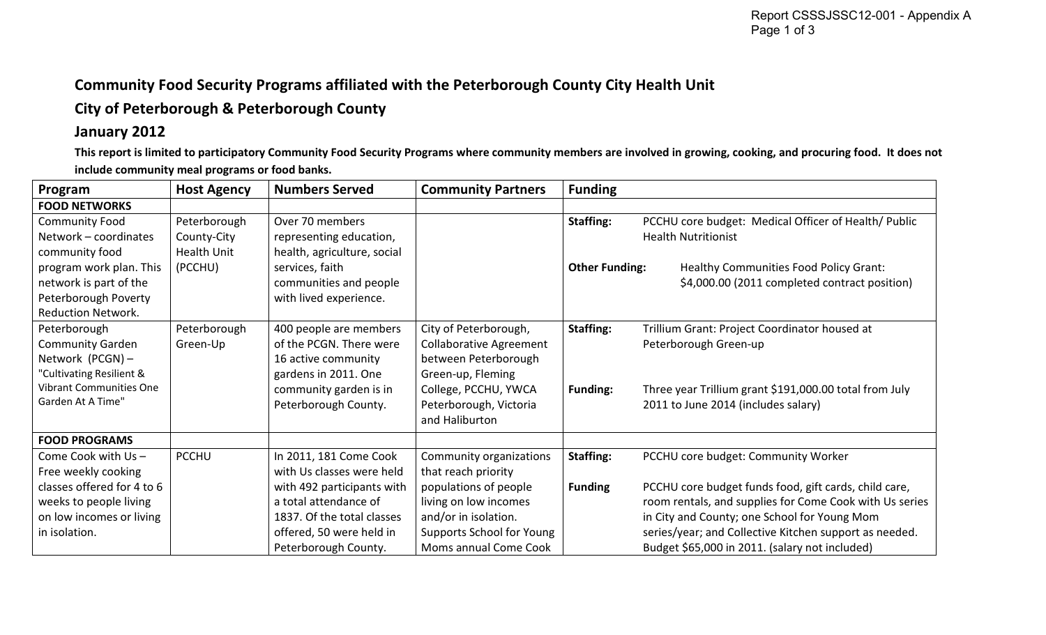## Community Food Security Programs affiliated with the Peterborough County City Health Unit

## City of Peterborough & Peterborough County

## January 2012

**This report is limited to participatory Community Food Security Programs where community members are involved in growing, cooking, and procuring food. It does not include community meal programs or food banks.**

| Program | Host Agency | Numbers Served | Community Partners | Funding |
|---|---|---|---|---|
| **FOOD NETWORKS** | | | | |
| Community Food Network – coordinates community food program work plan. This network is part of the Peterborough Poverty Reduction Network. | Peterborough County-City Health Unit (PCCHU) | Over 70 members representing education, health, agriculture, social services, faith communities and people with lived experience. | | **Staffing:** PCCHU core budget: Medical Officer of Health/ Public Health Nutritionist<br><br>**Other Funding:** Healthy Communities Food Policy Grant: $4,000.00 (2011 completed contract position) |
| Peterborough Community Garden Network (PCGN) – "Cultivating Resilient & Vibrant Communities One Garden At A Time" | Peterborough Green-Up | 400 people are members of the PCGN. There were 16 active community gardens in 2011. One community garden is in Peterborough County. | City of Peterborough, Collaborative Agreement between Peterborough Green-up, Fleming College, PCCHU, YWCA Peterborough, Victoria and Haliburton | **Staffing:** Trillium Grant: Project Coordinator housed at Peterborough Green-up<br><br>**Funding:** Three year Trillium grant $191,000.00 total from July 2011 to June 2014 (includes salary) |
| **FOOD PROGRAMS** | | | | |
| Come Cook with Us – Free weekly cooking classes offered for 4 to 6 weeks to people living on low incomes or living in isolation. | PCCHU | In 2011, 181 Come Cook with Us classes were held with 492 participants with a total attendance of 1837. Of the total classes offered, 50 were held in Peterborough County. | Community organizations that reach priority populations of people living on low incomes and/or in isolation. Supports School for Young Moms annual Come Cook | **Staffing:** PCCHU core budget: Community Worker<br><br>**Funding** PCCHU core budget funds food, gift cards, child care, room rentals, and supplies for Come Cook with Us series in City and County; one School for Young Mom series/year; and Collective Kitchen support as needed. Budget $65,000 in 2011. (salary not included) |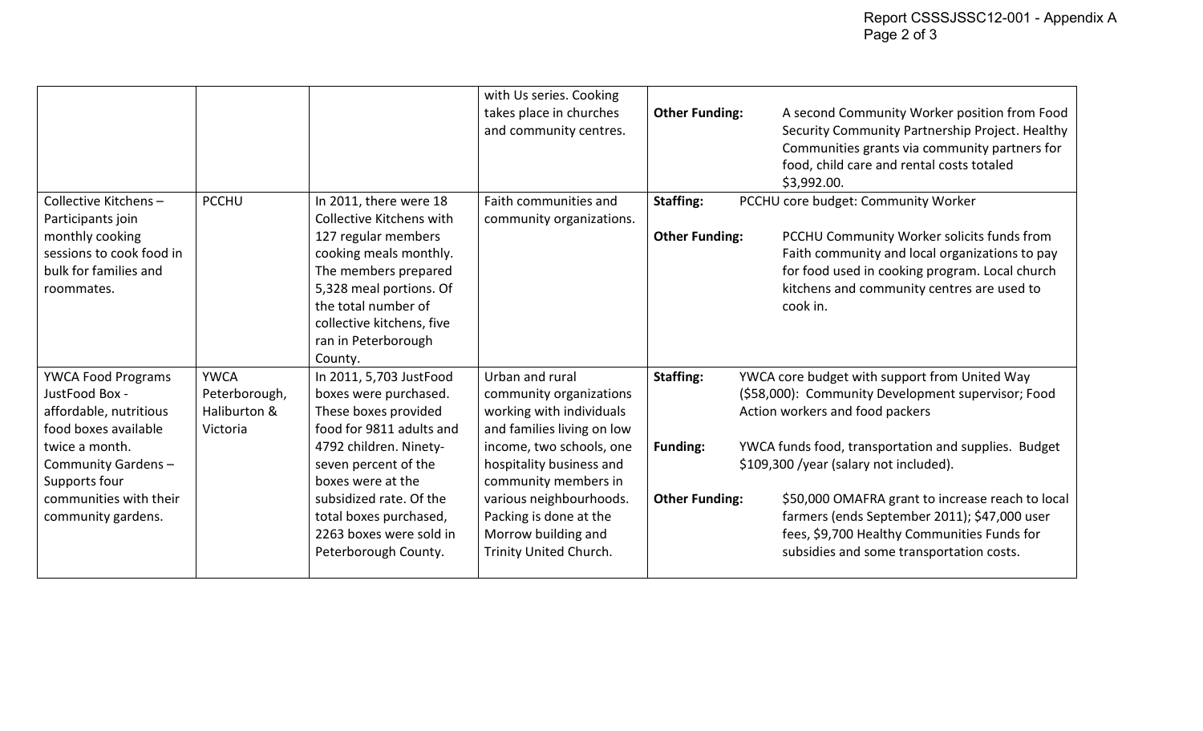| | | | | |
|---|---|---|---|---|
| | | | with Us series. Cooking takes place in churches and community centres. | **Other Funding:** A second Community Worker position from Food Security Community Partnership Project. Healthy Communities grants via community partners for food, child care and rental costs totaled $3,992.00. |
| Collective Kitchens – Participants join monthly cooking sessions to cook food in bulk for families and roommates. | PCCHU | In 2011, there were 18 Collective Kitchens with 127 regular members cooking meals monthly. The members prepared 5,328 meal portions. Of the total number of collective kitchens, five ran in Peterborough County. | Faith communities and community organizations. | **Staffing:** PCCHU core budget: Community Worker<br><br>**Other Funding:** PCCHU Community Worker solicits funds from Faith community and local organizations to pay for food used in cooking program. Local church kitchens and community centres are used to cook in. |
| YWCA Food Programs JustFood Box - affordable, nutritious food boxes available twice a month. Community Gardens – Supports four communities with their community gardens. | YWCA Peterborough, Haliburton & Victoria | In 2011, 5,703 JustFood boxes were purchased. These boxes provided food for 9811 adults and 4792 children. Ninety-seven percent of the boxes were at the subsidized rate. Of the total boxes purchased, 2263 boxes were sold in Peterborough County. | Urban and rural community organizations working with individuals and families living on low income, two schools, one hospitality business and community members in various neighbourhoods. Packing is done at the Morrow building and Trinity United Church. | **Staffing:** YWCA core budget with support from United Way ($58,000): Community Development supervisor; Food Action workers and food packers<br><br>**Funding:** YWCA funds food, transportation and supplies. Budget $109,300 /year (salary not included).<br><br>**Other Funding:** $50,000 OMAFRA grant to increase reach to local farmers (ends September 2011); $47,000 user fees, $9,700 Healthy Communities Funds for subsidies and some transportation costs. |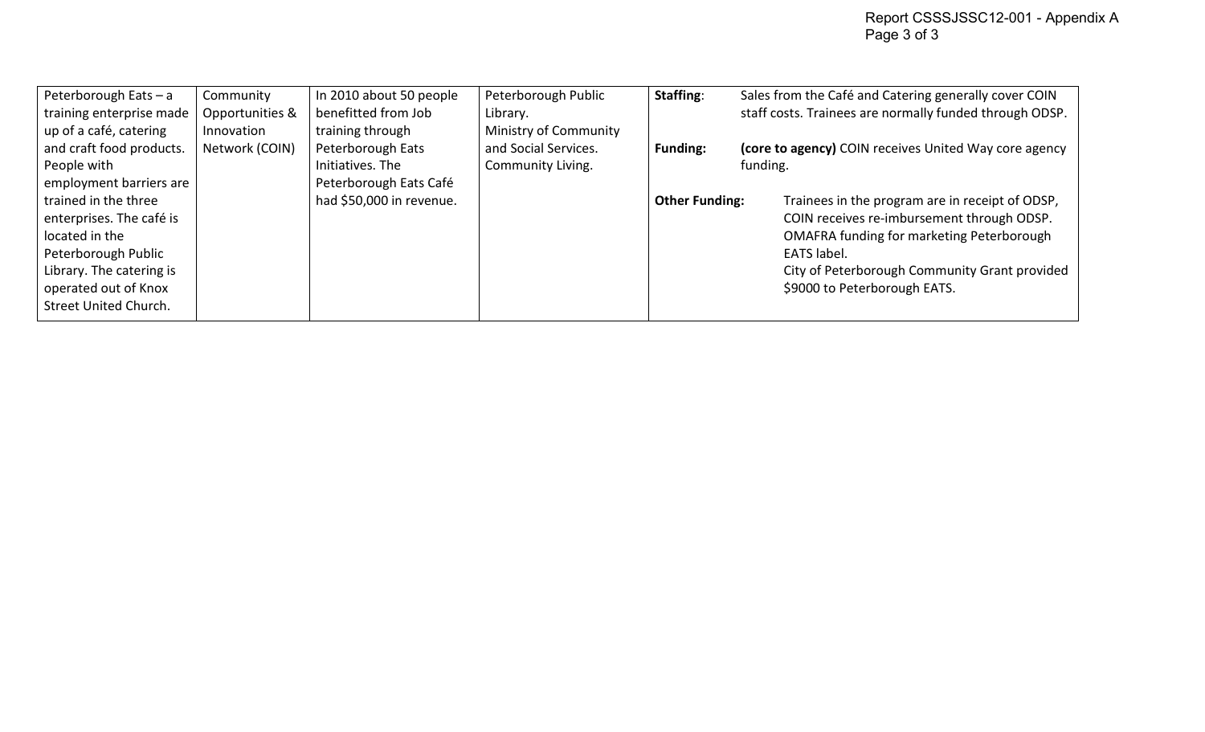| | | | | |
|---|---|---|---|---|
| Peterborough Eats – a training enterprise made up of a café, catering and craft food products. People with employment barriers are trained in the three enterprises. The café is located in the Peterborough Public Library. The catering is operated out of Knox Street United Church. | Community Opportunities & Innovation Network (COIN) | In 2010 about 50 people benefitted from Job training through Peterborough Eats Initiatives. The Peterborough Eats Café had $50,000 in revenue. | Peterborough Public Library. Ministry of Community and Social Services. Community Living. | **Staffing**: Sales from the Café and Catering generally cover COIN staff costs. Trainees are normally funded through ODSP.<br><br>**Funding:** **(core to agency)** COIN receives United Way core agency funding.<br><br>**Other Funding:** Trainees in the program are in receipt of ODSP, COIN receives re-imbursement through ODSP. OMAFRA funding for marketing Peterborough EATS label. City of Peterborough Community Grant provided $9000 to Peterborough EATS. |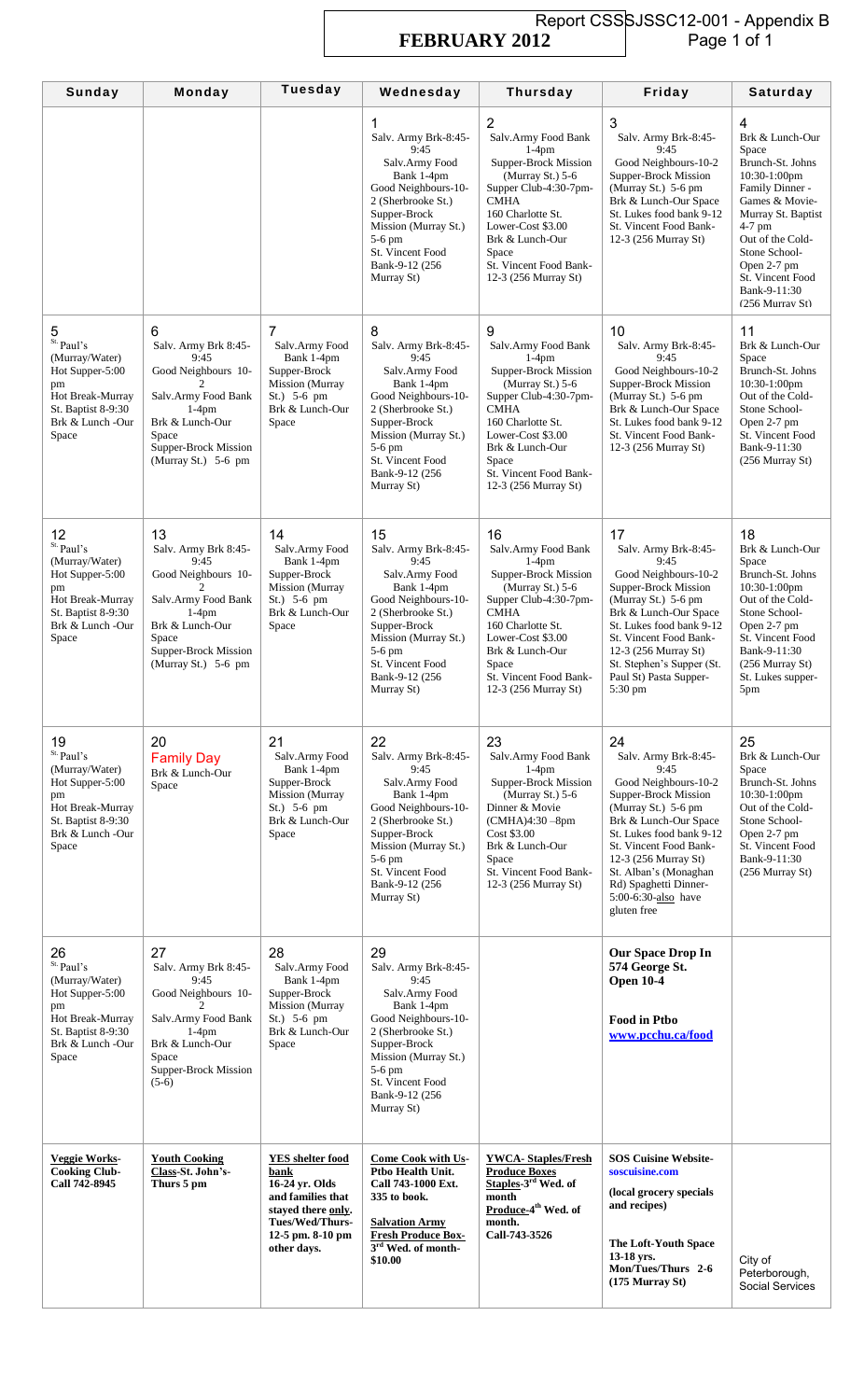# FEBRUARY 2012

Report CSSSJSSC12-001 - Appendix B

| Sunday | Monday | Tuesday | Wednesday | Thursday | Friday | Saturday |
| --- | --- | --- | --- | --- | --- | --- |
| | | | 1 Salv. Army Brk-8:45-9:45 Salv.Army Food Bank 1-4pm Good Neighbours-10-2 (Sherbrooke St.) Supper-Brock Mission (Murray St.) 5-6 pm St. Vincent Food Bank-9-12 (256 Murray St) | 2 Salv.Army Food Bank 1-4pm Supper-Brock Mission (Murray St.) 5-6 Supper Club-4:30-7pm-CMHA 160 Charlotte St. Lower-Cost $3.00 Brk & Lunch-Our Space St. Vincent Food Bank-12-3 (256 Murray St) | 3 Salv. Army Brk-8:45-9:45 Good Neighbours-10-2 Supper-Brock Mission (Murray St.) 5-6 pm Brk & Lunch-Our Space St. Lukes food bank 9-12 St. Vincent Food Bank-12-3 (256 Murray St) | 4 Brk & Lunch-Our Space Brunch-St. Johns 10:30-1:00pm Family Dinner - Games & Movie-Murray St. Baptist 4-7 pm Out of the Cold-Stone School-Open 2-7 pm St. Vincent Food Bank-9-11:30 (256 Murray St) |
| 5 St. Paul's (Murray/Water) Hot Supper-5:00 pm Hot Break-Murray St. Baptist 8-9:30 Brk & Lunch -Our Space | 6 Salv. Army Brk 8:45-9:45 Good Neighbours 10-2 Salv.Army Food Bank 1-4pm Brk & Lunch-Our Space Supper-Brock Mission (Murray St.) 5-6 pm | 7 Salv.Army Food Bank 1-4pm Supper-Brock Mission (Murray St.) 5-6 pm Brk & Lunch-Our Space | 8 Salv. Army Brk-8:45-9:45 Salv.Army Food Bank 1-4pm Good Neighbours-10-2 (Sherbrooke St.) Supper-Brock Mission (Murray St.) 5-6 pm St. Vincent Food Bank-9-12 (256 Murray St) | 9 Salv.Army Food Bank 1-4pm Supper-Brock Mission (Murray St.) 5-6 Supper Club-4:30-7pm-CMHA 160 Charlotte St. Lower-Cost $3.00 Brk & Lunch-Our Space St. Vincent Food Bank-12-3 (256 Murray St) | 10 Salv. Army Brk-8:45-9:45 Good Neighbours-10-2 Supper-Brock Mission (Murray St.) 5-6 pm Brk & Lunch-Our Space St. Lukes food bank 9-12 St. Vincent Food Bank-12-3 (256 Murray St) | 11 Brk & Lunch-Our Space Brunch-St. Johns 10:30-1:00pm Out of the Cold-Stone School-Open 2-7 pm St. Vincent Food Bank-9-11:30 (256 Murray St) |
| 12 St. Paul's (Murray/Water) Hot Supper-5:00 pm Hot Break-Murray St. Baptist 8-9:30 Brk & Lunch -Our Space | 13 Salv. Army Brk 8:45-9:45 Good Neighbours 10-2 Salv.Army Food Bank 1-4pm Brk & Lunch-Our Space Supper-Brock Mission (Murray St.) 5-6 pm | 14 Salv.Army Food Bank 1-4pm Supper-Brock Mission (Murray St.) 5-6 pm Brk & Lunch-Our Space | 15 Salv. Army Brk-8:45-9:45 Salv.Army Food Bank 1-4pm Good Neighbours-10-2 (Sherbrooke St.) Supper-Brock Mission (Murray St.) 5-6 pm St. Vincent Food Bank-9-12 (256 Murray St) | 16 Salv.Army Food Bank 1-4pm Supper-Brock Mission (Murray St.) 5-6 Supper Club-4:30-7pm-CMHA 160 Charlotte St. Lower-Cost $3.00 Brk & Lunch-Our Space St. Vincent Food Bank-12-3 (256 Murray St) | 17 Salv. Army Brk-8:45-9:45 Good Neighbours-10-2 Supper-Brock Mission (Murray St.) 5-6 pm Brk & Lunch-Our Space St. Lukes food bank 9-12 St. Vincent Food Bank-12-3 (256 Murray St) St. Stephen's Supper (St. Paul St) Pasta Supper-5:30 pm | 18 Brk & Lunch-Our Space Brunch-St. Johns 10:30-1:00pm Out of the Cold-Stone School-Open 2-7 pm St. Vincent Food Bank-9-11:30 (256 Murray St) St. Lukes supper-5pm |
| 19 St. Paul's (Murray/Water) Hot Supper-5:00 pm Hot Break-Murray St. Baptist 8-9:30 Brk & Lunch -Our Space | 20 Family Day Brk & Lunch-Our Space | 21 Salv.Army Food Bank 1-4pm Supper-Brock Mission (Murray St.) 5-6 pm Brk & Lunch-Our Space | 22 Salv. Army Brk-8:45-9:45 Salv.Army Food Bank 1-4pm Good Neighbours-10-2 (Sherbrooke St.) Supper-Brock Mission (Murray St.) 5-6 pm St. Vincent Food Bank-9-12 (256 Murray St) | 23 Salv.Army Food Bank 1-4pm Supper-Brock Mission (Murray St.) 5-6 Dinner & Movie (CMHA)4:30 –8pm Cost $3.00 Brk & Lunch-Our Space St. Vincent Food Bank-12-3 (256 Murray St) | 24 Salv. Army Brk-8:45-9:45 Good Neighbours-10-2 Supper-Brock Mission (Murray St.) 5-6 pm Brk & Lunch-Our Space St. Lukes food bank 9-12 St. Vincent Food Bank-12-3 (256 Murray St) St. Alban's (Monaghan Rd) Spaghetti Dinner-5:00-6:30-also have gluten free | 25 Brk & Lunch-Our Space Brunch-St. Johns 10:30-1:00pm Out of the Cold-Stone School-Open 2-7 pm St. Vincent Food Bank-9-11:30 (256 Murray St) |
| 26 St. Paul's (Murray/Water) Hot Supper-5:00 pm Hot Break-Murray St. Baptist 8-9:30 Brk & Lunch -Our Space | 27 Salv. Army Brk 8:45-9:45 Good Neighbours 10-2 Salv.Army Food Bank 1-4pm Brk & Lunch-Our Space Supper-Brock Mission (5-6) | 28 Salv.Army Food Bank 1-4pm Supper-Brock Mission (Murray St.) 5-6 pm Brk & Lunch-Our Space | 29 Salv. Army Brk-8:45-9:45 Salv.Army Food Bank 1-4pm Good Neighbours-10-2 (Sherbrooke St.) Supper-Brock Mission (Murray St.) 5-6 pm St. Vincent Food Bank-9-12 (256 Murray St) | | **Our Space Drop In 574 George St. Open 10-4** **Food in Ptbo** **www.pcchu.ca/food** | |
| **Veggie Works-Cooking Club-Call 742-8945** | **Youth Cooking Class-St. John's-Thurs 5 pm** | **YES shelter food bank 16-24 yr. Olds and families that stayed there only. Tues/Wed/Thurs-12-5 pm. 8-10 pm other days.** | **Come Cook with Us-Ptbo Health Unit. Call 743-1000 Ext. 335 to book.** **Salvation Army Fresh Produce Box-3rd Wed. of month-$10.00** | **YWCA-Staples/Fresh Produce Boxes Staples-3rd Wed. of month Produce-4th Wed. of month. Call-743-3526** | **SOS Cuisine Website-soscuisine.com** **(local grocery specials and recipes)** **The Loft-Youth Space 13-18 yrs. Mon/Tues/Thurs 2-6 (175 Murray St)** | City of Peterborough, Social Services |